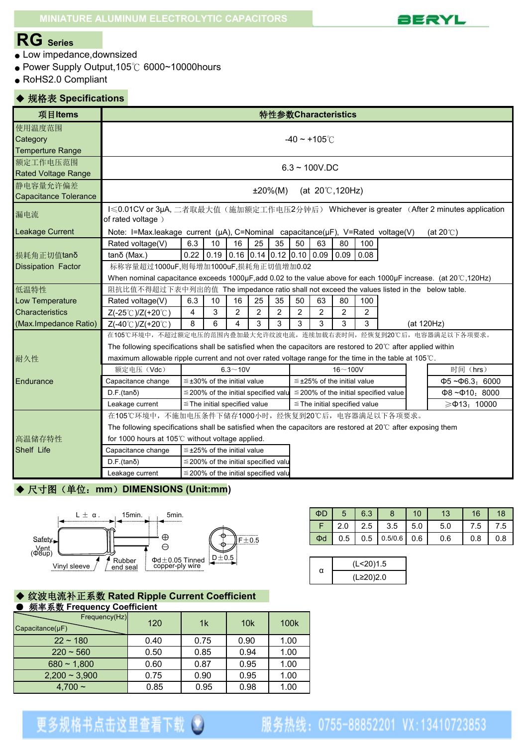MINIATURE ALUMINUM ELECTROLYTIC CAPACITORS

BERYL

# RG Series

- Low impedance,downsized
- Power Supply Output,105℃ 6000~10000hours
- RoHS2.0 Compliant

## ◆ 规格表 Specifications

| 项目Items | 特性参数Characteristics |
|---|---|
| 使用温度范围 Category Temperture Range | -40 ~ +105℃ |
| 额定工作电压范围 Rated Voltage Range | 6.3 ~ 100V.DC |
| 静电容量允许偏差 Capacitance Tolerance | ±20%(M)　(at 20℃,120Hz) |
| 漏电流 Leakage Current | I≤0.01CV or 3μA, 二者取最大值（施加额定工作电压2分钟后） Whichever is greater （After 2 minutes application of rated voltage ）<br>Note: I=Max.leakage current (μA), C=Nominal capacitance(μF), V=Rated voltage(V)　(at 20℃) |

**损耗角正切值tanδ Dissipation Factor**

| Rated voltage(V) | 6.3 | 10 | 16 | 25 | 35 | 50 | 63 | 80 | 100 |
|---|---|---|---|---|---|---|---|---|---|
| tanδ (Max.) | 0.22 | 0.19 | 0.16 | 0.14 | 0.12 | 0.10 | 0.09 | 0.09 | 0.08 |

标称容量超过1000uF,则每增加1000uF,损耗角正切值增加0.02

When nominal capacitance exceeds 1000μF,add 0.02 to the value above for each 1000μF increase. (at 20℃,120Hz)

**低温特性 Low Temperature Characteristics (Max.Impedance Ratio)**

阻抗比值不得超过下表中列出的值 The impedance ratio shall not exceed the values listed in the below table.

| Rated voltage(V) | 6.3 | 10 | 16 | 25 | 35 | 50 | 63 | 80 | 100 |
|---|---|---|---|---|---|---|---|---|---|
| Z(-25℃)/Z(+20℃) | 4 | 3 | 2 | 2 | 2 | 2 | 2 | 2 | 2 |
| Z(-40℃)/Z(+20℃) | 8 | 6 | 4 | 3 | 3 | 3 | 3 | 3 | 3 |

(at 120Hz)

**耐久性 Endurance**

在105℃环境中，不超过额定电压的范围内叠加最大允许纹波电流，连续加载右表时间，经恢复到20℃后，电容器满足以下各项要求。

The following specifications shall be satisfied when the capacitors are restored to 20℃ after applied within maximum allowable ripple current and not over rated voltage range for the time in the table at 105℃.

| 额定电压（Vdc） | 6.3~10V | 16~100V | 时间（hrs） |
|---|---|---|---|
| Capacitance change | ≦±30% of the initial value | ≦±25% of the initial value | Φ5 ~Φ6.3：6000 |
| D.F.(tanδ) | ≦200% of the initial specified valu | ≦200% of the initial specified value | Φ8 ~Φ10：8000 |
| Leakage current | ≦The initial specified value | ≦The initial specified value | ≥Φ13：10000 |

**高温储存特性 Shelf Life**

在105℃环境中，不施加电压条件下储存1000小时，经恢复到20℃后，电容器满足以下各项要求。

The following specifications shall be satisfied when the capacitors are restored to 20℃ after exposing them for 1000 hours at 105℃ without voltage applied.

| Capacitance change | ≦±25% of the initial value |
|---|---|
| D.F.(tanδ) | ≦200% of the initial specified valu |
| Leakage current | ≦200% of the initial specified valu |

## ◆ 尺寸图（单位：mm）DIMENSIONS (Unit:mm)

L ± α　15min.　5min.　Safety Vent (Φ8up)　Vinyl sleeve　Rubber end seal　Φd±0.05 Tinned copper-ply wire　F±0.5　D±0.5

| ΦD | 5 | 6.3 | 8 | 10 | 13 | 16 | 18 |
|---|---|---|---|---|---|---|---|
| F | 2.0 | 2.5 | 3.5 | 5.0 | 5.0 | 7.5 | 7.5 |
| Φd | 0.5 | 0.5 | 0.5/0.6 | 0.6 | 0.6 | 0.8 | 0.8 |

| α | (L<20)1.5 |
|---|---|
| | (L≥20)2.0 |

## ◆ 纹波电流补正系数 Rated Ripple Current Coefficient

● 频率系数 Frequency Coefficient

| Capacitance(μF) \ Frequency(Hz) | 120 | 1k | 10k | 100k |
|---|---|---|---|---|
| 22 ~ 180 | 0.40 | 0.75 | 0.90 | 1.00 |
| 220 ~ 560 | 0.50 | 0.85 | 0.94 | 1.00 |
| 680 ~ 1,800 | 0.60 | 0.87 | 0.95 | 1.00 |
| 2,200 ~ 3,900 | 0.75 | 0.90 | 0.95 | 1.00 |
| 4,700 ~ | 0.85 | 0.95 | 0.98 | 1.00 |

更多规格书点击这里查看下载　服务热线：0755-88852201 VX:13410723853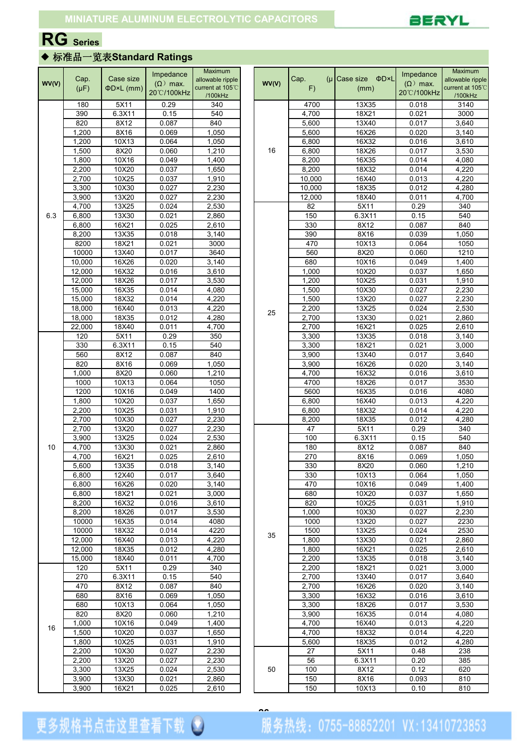MINIATURE ALUMINUM ELECTROLYTIC CAPACITORS

BERYL

# RG Series

## ◆ 标准品一览表Standard Ratings

| WV(V) | Cap. (μF) | Case size ΦD×L (mm) | Impedance (Ω) max. 20℃/100kHz | Maximum allowable ripple current at 105℃ /100kHz |
|---|---|---|---|---|
| 6.3 | 180 | 5X11 | 0.29 | 340 |
| | 390 | 6.3X11 | 0.15 | 540 |
| | 820 | 8X12 | 0.087 | 840 |
| | 1,200 | 8X16 | 0.069 | 1,050 |
| | 1,200 | 10X13 | 0.064 | 1,050 |
| | 1,500 | 8X20 | 0.060 | 1,210 |
| | 1,800 | 10X16 | 0.049 | 1,400 |
| | 2,200 | 10X20 | 0.037 | 1,650 |
| | 2,700 | 10X25 | 0.037 | 1,910 |
| | 3,300 | 10X30 | 0.027 | 2,230 |
| | 3,900 | 13X20 | 0.027 | 2,230 |
| | 4,700 | 13X25 | 0.024 | 2,530 |
| | 6,800 | 13X30 | 0.021 | 2,860 |
| | 6,800 | 16X21 | 0.025 | 2,610 |
| | 8,200 | 13X35 | 0.018 | 3,140 |
| | 8200 | 18X21 | 0.021 | 3000 |
| | 10000 | 13X40 | 0.017 | 3640 |
| | 10,000 | 16X26 | 0.020 | 3,140 |
| | 12,000 | 16X32 | 0.016 | 3,610 |
| | 12,000 | 18X26 | 0.017 | 3,530 |
| | 15,000 | 16X35 | 0.014 | 4,080 |
| | 15,000 | 18X32 | 0.014 | 4,220 |
| | 18,000 | 16X40 | 0.013 | 4,220 |
| | 18,000 | 18X35 | 0.012 | 4,280 |
| | 22,000 | 18X40 | 0.011 | 4,700 |
| 10 | 120 | 5X11 | 0.29 | 350 |
| | 330 | 6.3X11 | 0.15 | 540 |
| | 560 | 8X12 | 0.087 | 840 |
| | 820 | 8X16 | 0.069 | 1,050 |
| | 1,000 | 8X20 | 0.060 | 1,210 |
| | 1000 | 10X13 | 0.064 | 1050 |
| | 1200 | 10X16 | 0.049 | 1400 |
| | 1,800 | 10X20 | 0.037 | 1,650 |
| | 2,200 | 10X25 | 0.031 | 1,910 |
| | 2,700 | 10X30 | 0.027 | 2,230 |
| | 2,700 | 13X20 | 0.027 | 2,230 |
| | 3,900 | 13X25 | 0.024 | 2,530 |
| | 4,700 | 13X30 | 0.021 | 2,860 |
| | 4,700 | 16X21 | 0.025 | 2,610 |
| | 5,600 | 13X35 | 0.018 | 3,140 |
| | 6,800 | 12X40 | 0.017 | 3,640 |
| | 6,800 | 16X26 | 0.020 | 3,140 |
| | 6,800 | 18X21 | 0.021 | 3,000 |
| | 8,200 | 16X32 | 0.016 | 3,610 |
| | 8,200 | 18X26 | 0.017 | 3,530 |
| | 10000 | 16X35 | 0.014 | 4080 |
| | 10000 | 18X32 | 0.014 | 4220 |
| | 12,000 | 16X40 | 0.013 | 4,220 |
| | 12,000 | 18X35 | 0.012 | 4,280 |
| | 15,000 | 18X40 | 0.011 | 4,700 |
| 16 | 120 | 5X11 | 0.29 | 340 |
| | 270 | 6.3X11 | 0.15 | 540 |
| | 470 | 8X12 | 0.087 | 840 |
| | 680 | 8X16 | 0.069 | 1,050 |
| | 680 | 10X13 | 0.064 | 1,050 |
| | 820 | 8X20 | 0.060 | 1,210 |
| | 1,000 | 10X16 | 0.049 | 1,400 |
| | 1,500 | 10X20 | 0.037 | 1,650 |
| | 1,800 | 10X25 | 0.031 | 1,910 |
| | 2,200 | 10X30 | 0.027 | 2,230 |
| | 2,200 | 13X20 | 0.027 | 2,230 |
| | 3,300 | 13X25 | 0.024 | 2,530 |
| | 3,900 | 13X30 | 0.021 | 2,860 |
| | 3,900 | 16X21 | 0.025 | 2,610 |
| | 4700 | 13X35 | 0.018 | 3140 |
| | 4,700 | 18X21 | 0.021 | 3000 |
| | 5,600 | 13X40 | 0.017 | 3,640 |
| | 5,600 | 16X26 | 0.020 | 3,140 |
| | 6,800 | 16X32 | 0.016 | 3,610 |
| | 6,800 | 18X26 | 0.017 | 3,530 |
| | 8,200 | 16X35 | 0.014 | 4,080 |
| | 8,200 | 18X32 | 0.014 | 4,220 |
| | 10,000 | 16X40 | 0.013 | 4,220 |
| | 10,000 | 18X35 | 0.012 | 4,280 |
| | 12,000 | 18X40 | 0.011 | 4,700 |
| 25 | 82 | 5X11 | 0.29 | 340 |
| | 150 | 6.3X11 | 0.15 | 540 |
| | 330 | 8X12 | 0.087 | 840 |
| | 390 | 8X16 | 0.039 | 1,050 |
| | 470 | 10X13 | 0.064 | 1050 |
| | 560 | 8X20 | 0.060 | 1210 |
| | 680 | 10X16 | 0.049 | 1,400 |
| | 1,000 | 10X20 | 0.037 | 1,650 |
| | 1,200 | 10X25 | 0.031 | 1,910 |
| | 1,500 | 10X30 | 0.027 | 2,230 |
| | 1,500 | 13X20 | 0.027 | 2,230 |
| | 2,200 | 13X25 | 0.024 | 2,530 |
| | 2,700 | 13X30 | 0.021 | 2,860 |
| | 2,700 | 16X21 | 0.025 | 2,610 |
| | 3,300 | 13X35 | 0.018 | 3,140 |
| | 3,300 | 18X21 | 0.021 | 3,000 |
| | 3,900 | 13X40 | 0.017 | 3,640 |
| | 3,900 | 16X26 | 0.020 | 3,140 |
| | 4,700 | 16X32 | 0.016 | 3,610 |
| | 4700 | 18X26 | 0.017 | 3530 |
| | 5600 | 16X35 | 0.016 | 4080 |
| | 6,800 | 16X40 | 0.013 | 4,220 |
| | 6,800 | 18X32 | 0.014 | 4,220 |
| | 8,200 | 18X35 | 0.012 | 4,280 |
| 35 | 47 | 5X11 | 0.29 | 340 |
| | 100 | 6.3X11 | 0.15 | 540 |
| | 180 | 8X12 | 0.087 | 840 |
| | 270 | 8X16 | 0.069 | 1,050 |
| | 330 | 8X20 | 0.060 | 1,210 |
| | 330 | 10X13 | 0.064 | 1,050 |
| | 470 | 10X16 | 0.049 | 1,400 |
| | 680 | 10X20 | 0.037 | 1,650 |
| | 820 | 10X25 | 0.031 | 1,910 |
| | 1,000 | 10X30 | 0.027 | 2,230 |
| | 1000 | 13X20 | 0.027 | 2230 |
| | 1500 | 13X25 | 0.024 | 2530 |
| | 1,800 | 13X30 | 0.021 | 2,860 |
| | 1,800 | 16X21 | 0.025 | 2,610 |
| | 2,200 | 13X35 | 0.018 | 3,140 |
| | 2,200 | 18X21 | 0.021 | 3,000 |
| | 2,700 | 13X40 | 0.017 | 3,640 |
| | 2,700 | 16X26 | 0.020 | 3,140 |
| | 3,300 | 16X32 | 0.016 | 3,610 |
| | 3,300 | 18X26 | 0.017 | 3,530 |
| | 3,900 | 16X35 | 0.014 | 4,080 |
| | 4,700 | 16X40 | 0.013 | 4,220 |
| | 4,700 | 18X32 | 0.014 | 4,220 |
| | 5,600 | 18X35 | 0.012 | 4,280 |
| 50 | 27 | 5X11 | 0.48 | 238 |
| | 56 | 6.3X11 | 0.20 | 385 |
| | 100 | 8X12 | 0.12 | 620 |
| | 150 | 8X16 | 0.093 | 810 |
| | 150 | 10X13 | 0.10 | 810 |

更多规格书点击这里查看下载　服务热线：0755-88852201 VX:13410723853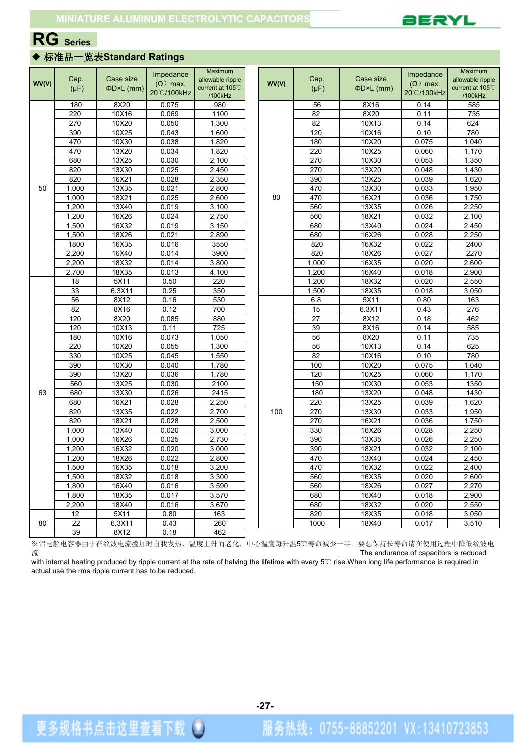# RG Series

## ◆ 标准品一览表Standard Ratings

| WV(V) | Cap. (μF) | Case size ΦD×L (mm) | Impedance (Ω) max. 20℃/100kHz | Maximum allowable ripple current at 105℃ /100kHz |
|---|---|---|---|---|
| 50 | 180 | 8X20 | 0.075 | 980 |
| | 220 | 10X16 | 0.069 | 1100 |
| | 270 | 10X20 | 0.050 | 1,300 |
| | 390 | 10X25 | 0.043 | 1,600 |
| | 470 | 10X30 | 0.038 | 1,820 |
| | 470 | 13X20 | 0.034 | 1,820 |
| | 680 | 13X25 | 0.030 | 2,100 |
| | 820 | 13X30 | 0.025 | 2,450 |
| | 820 | 16X21 | 0.028 | 2,350 |
| | 1,000 | 13X35 | 0.021 | 2,800 |
| | 1,000 | 18X21 | 0.025 | 2,600 |
| | 1,200 | 13X40 | 0.019 | 3,100 |
| | 1,200 | 16X26 | 0.024 | 2,750 |
| | 1,500 | 16X32 | 0.019 | 3,150 |
| | 1,500 | 18X26 | 0.021 | 2,890 |
| | 1800 | 16X35 | 0.016 | 3550 |
| | 2,200 | 16X40 | 0.014 | 3900 |
| | 2,200 | 18X32 | 0.014 | 3,800 |
| | 2,700 | 18X35 | 0.013 | 4,100 |
| 63 | 18 | 5X11 | 0.50 | 220 |
| | 33 | 6.3X11 | 0.25 | 350 |
| | 56 | 8X12 | 0.16 | 530 |
| | 82 | 8X16 | 0.12 | 700 |
| | 120 | 8X20 | 0.085 | 880 |
| | 120 | 10X13 | 0.11 | 725 |
| | 180 | 10X16 | 0.073 | 1,050 |
| | 220 | 10X20 | 0.055 | 1,300 |
| | 330 | 10X25 | 0.045 | 1,550 |
| | 390 | 10X30 | 0.040 | 1,780 |
| | 390 | 13X20 | 0.036 | 1,780 |
| | 560 | 13X25 | 0.030 | 2100 |
| | 680 | 13X30 | 0.026 | 2415 |
| | 680 | 16X21 | 0.028 | 2,250 |
| | 820 | 13X35 | 0.022 | 2,700 |
| | 820 | 18X21 | 0.028 | 2,500 |
| | 1,000 | 13X40 | 0.020 | 3,000 |
| | 1,000 | 16X26 | 0.025 | 2,730 |
| | 1,200 | 16X32 | 0.020 | 3,000 |
| | 1,200 | 18X26 | 0.022 | 2,800 |
| | 1,500 | 16X35 | 0.018 | 3,200 |
| | 1,500 | 18X32 | 0.018 | 3,300 |
| | 1,800 | 16X40 | 0.016 | 3,590 |
| | 1,800 | 18X35 | 0.017 | 3,570 |
| | 2,200 | 18X40 | 0.016 | 3,670 |
| 80 | 12 | 5X11 | 0.80 | 163 |
| | 22 | 6.3X11 | 0.43 | 260 |
| | 39 | 8X12 | 0.18 | 462 |
| | 56 | 8X16 | 0.14 | 585 |
| | 82 | 8X20 | 0.11 | 735 |
| | 82 | 10X13 | 0.14 | 624 |
| | 120 | 10X16 | 0.10 | 780 |
| | 180 | 10X20 | 0.075 | 1,040 |
| | 220 | 10X25 | 0.060 | 1,170 |
| | 270 | 10X30 | 0.053 | 1,350 |
| | 270 | 13X20 | 0.048 | 1,430 |
| | 390 | 13X25 | 0.039 | 1,620 |
| | 470 | 13X30 | 0.033 | 1,950 |
| | 470 | 16X21 | 0.036 | 1,750 |
| | 560 | 13X35 | 0.026 | 2,250 |
| | 560 | 18X21 | 0.032 | 2,100 |
| | 680 | 13X40 | 0.024 | 2,450 |
| | 680 | 16X26 | 0.028 | 2,250 |
| | 820 | 16X32 | 0.022 | 2400 |
| | 820 | 18X26 | 0.027 | 2270 |
| | 1,000 | 16X35 | 0.020 | 2,600 |
| | 1,200 | 16X40 | 0.018 | 2,900 |
| | 1,200 | 18X32 | 0.020 | 2,550 |
| | 1,500 | 18X35 | 0.018 | 3,050 |
| 100 | 6.8 | 5X11 | 0.80 | 163 |
| | 15 | 6.3X11 | 0.43 | 276 |
| | 27 | 8X12 | 0.18 | 462 |
| | 39 | 8X16 | 0.14 | 585 |
| | 56 | 8X20 | 0.11 | 735 |
| | 56 | 10X13 | 0.14 | 625 |
| | 82 | 10X16 | 0.10 | 780 |
| | 100 | 10X20 | 0.075 | 1,040 |
| | 120 | 10X25 | 0.060 | 1,170 |
| | 150 | 10X30 | 0.053 | 1350 |
| | 180 | 13X20 | 0.048 | 1430 |
| | 220 | 13X25 | 0.039 | 1,620 |
| | 270 | 13X30 | 0.033 | 1,950 |
| | 270 | 16X21 | 0.036 | 1,750 |
| | 330 | 16X26 | 0.028 | 2,250 |
| | 390 | 13X35 | 0.026 | 2,250 |
| | 390 | 18X21 | 0.032 | 2,100 |
| | 470 | 13X40 | 0.024 | 2,450 |
| | 470 | 16X32 | 0.022 | 2,400 |
| | 560 | 16X35 | 0.020 | 2,600 |
| | 560 | 18X26 | 0.027 | 2,270 |
| | 680 | 16X40 | 0.018 | 2,900 |
| | 680 | 18X32 | 0.020 | 2,550 |
| | 820 | 18X35 | 0.018 | 3,050 |
| | 1000 | 18X40 | 0.017 | 3,510 |

※铝电解电容器由于在纹波电流叠加时自我发热、温度上升而老化，中心温度每升温5℃寿命减少一半。要想保持长寿命请在使用过程中降低纹波电流

The endurance of capacitors is reduced with internal heating produced by ripple current at the rate of halving the lifetime with every 5℃ rise.When long life performance is required in actual use,the rms ripple current has to be reduced.